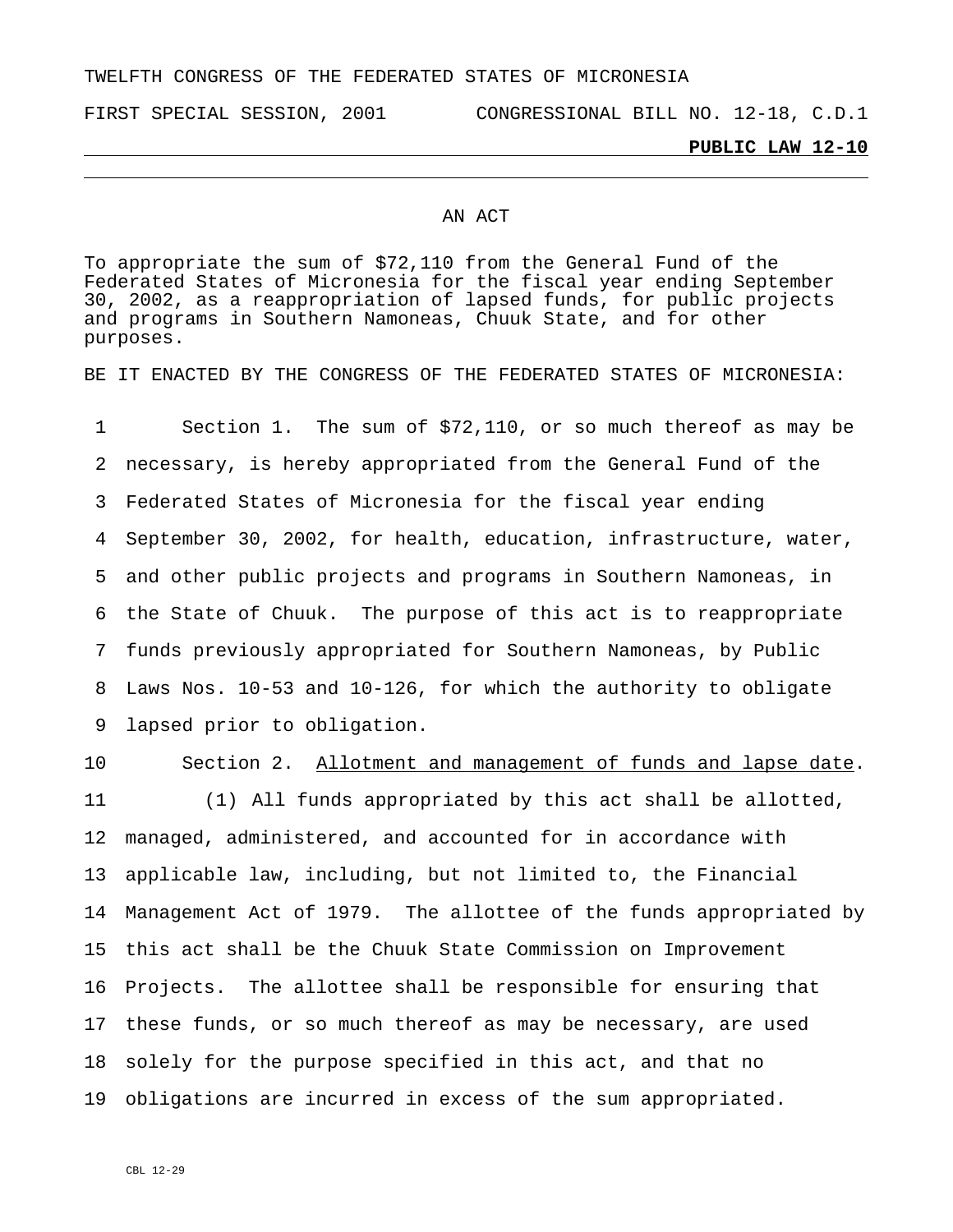TWELFTH CONGRESS OF THE FEDERATED STATES OF MICRONESIA

FIRST SPECIAL SESSION, 2001 CONGRESSIONAL BILL NO. 12-18, C.D.1

**PUBLIC LAW 12-10**

AN ACT

To appropriate the sum of $72,110 from the General Fund of the Federated States of Micronesia for the fiscal year ending September 30, 2002, as a reappropriation of lapsed funds, for public projects and programs in Southern Namoneas, Chuuk State, and for other purposes.

BE IT ENACTED BY THE CONGRESS OF THE FEDERATED STATES OF MICRONESIA:

Section 1. The sum of $72,110, or so much thereof as may be necessary, is hereby appropriated from the General Fund of the Federated States of Micronesia for the fiscal year ending September 30, 2002, for health, education, infrastructure, water, and other public projects and programs in Southern Namoneas, in the State of Chuuk. The purpose of this act is to reappropriate funds previously appropriated for Southern Namoneas, by Public Laws Nos. 10-53 and 10-126, for which the authority to obligate lapsed prior to obligation.

Section 2. Allotment and management of funds and lapse date.

(1) All funds appropriated by this act shall be allotted, managed, administered, and accounted for in accordance with applicable law, including, but not limited to, the Financial Management Act of 1979. The allottee of the funds appropriated by this act shall be the Chuuk State Commission on Improvement Projects. The allottee shall be responsible for ensuring that these funds, or so much thereof as may be necessary, are used solely for the purpose specified in this act, and that no obligations are incurred in excess of the sum appropriated.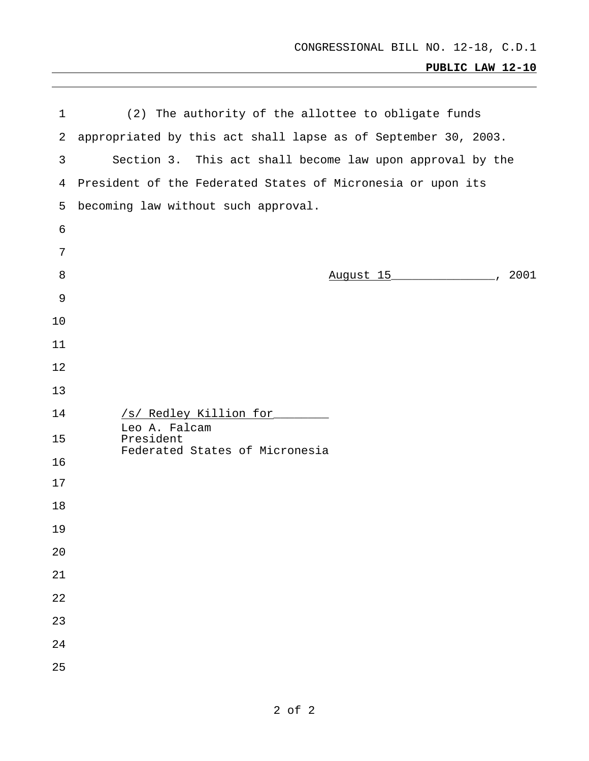(2) The authority of the allottee to obligate funds appropriated by this act shall lapse as of September 30, 2003.

Section 3. This act shall become law upon approval by the President of the Federated States of Micronesia or upon its becoming law without such approval.

August 15, 2001

/s/ Redley Killion for
Leo A. Falcam
President
Federated States of Micronesia